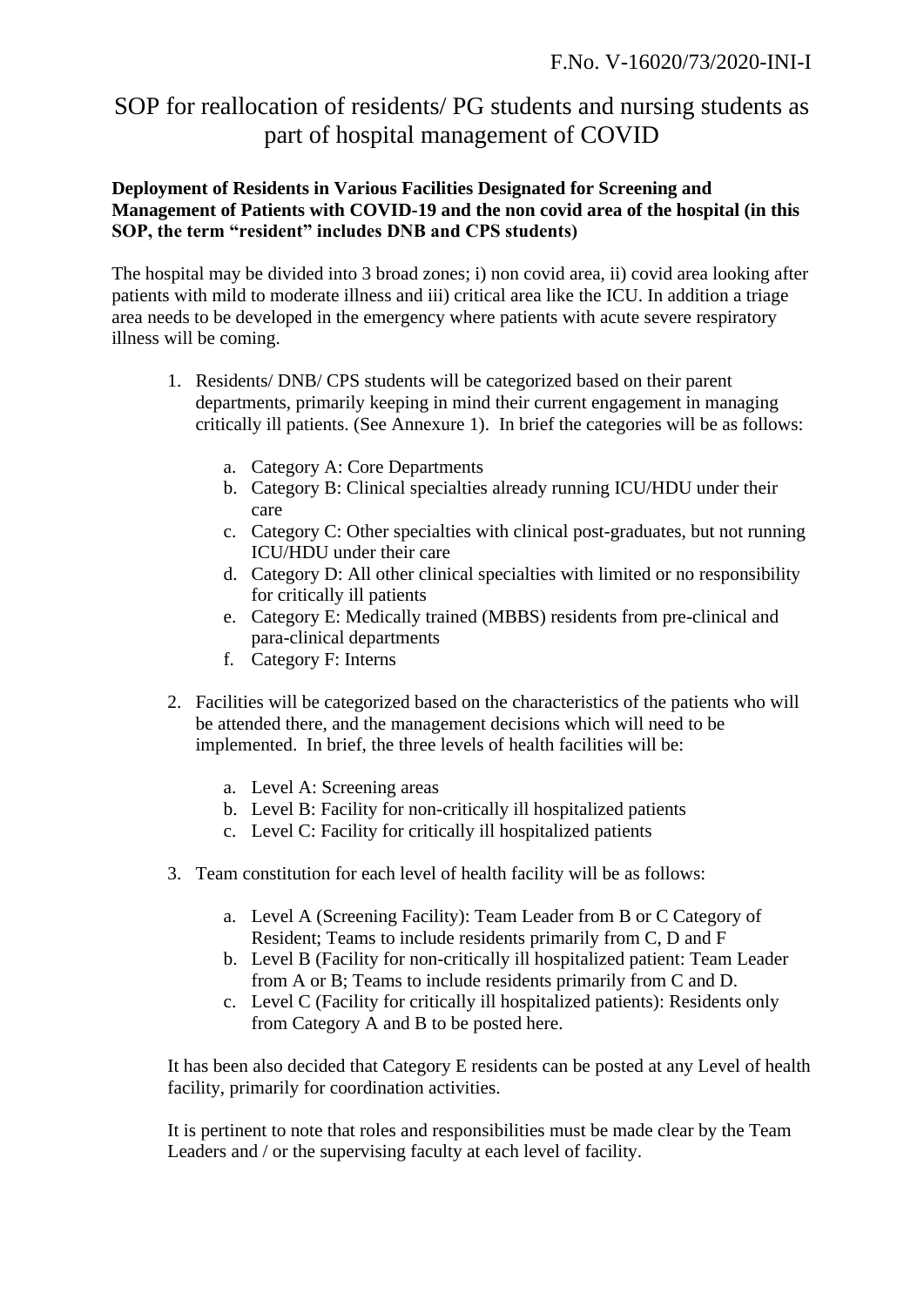F.No. V-16020/73/2020-INI-I

# SOP for reallocation of residents/ PG students and nursing students as part of hospital management of COVID

**Deployment of Residents in Various Facilities Designated for Screening and Management of Patients with COVID-19 and the non covid area of the hospital (in this SOP, the term "resident" includes DNB and CPS students)**

The hospital may be divided into 3 broad zones; i) non covid area, ii) covid area looking after patients with mild to moderate illness and iii) critical area like the ICU. In addition a triage area needs to be developed in the emergency where patients with acute severe respiratory illness will be coming.

1. Residents/ DNB/ CPS students will be categorized based on their parent departments, primarily keeping in mind their current engagement in managing critically ill patients. (See Annexure 1). In brief the categories will be as follows:

   a. Category A: Core Departments
   b. Category B: Clinical specialties already running ICU/HDU under their care
   c. Category C: Other specialties with clinical post-graduates, but not running ICU/HDU under their care
   d. Category D: All other clinical specialties with limited or no responsibility for critically ill patients
   e. Category E: Medically trained (MBBS) residents from pre-clinical and para-clinical departments
   f. Category F: Interns

2. Facilities will be categorized based on the characteristics of the patients who will be attended there, and the management decisions which will need to be implemented. In brief, the three levels of health facilities will be:

   a. Level A: Screening areas
   b. Level B: Facility for non-critically ill hospitalized patients
   c. Level C: Facility for critically ill hospitalized patients

3. Team constitution for each level of health facility will be as follows:

   a. Level A (Screening Facility): Team Leader from B or C Category of Resident; Teams to include residents primarily from C, D and F
   b. Level B (Facility for non-critically ill hospitalized patient: Team Leader from A or B; Teams to include residents primarily from C and D.
   c. Level C (Facility for critically ill hospitalized patients): Residents only from Category A and B to be posted here.

It has been also decided that Category E residents can be posted at any Level of health facility, primarily for coordination activities.

It is pertinent to note that roles and responsibilities must be made clear by the Team Leaders and / or the supervising faculty at each level of facility.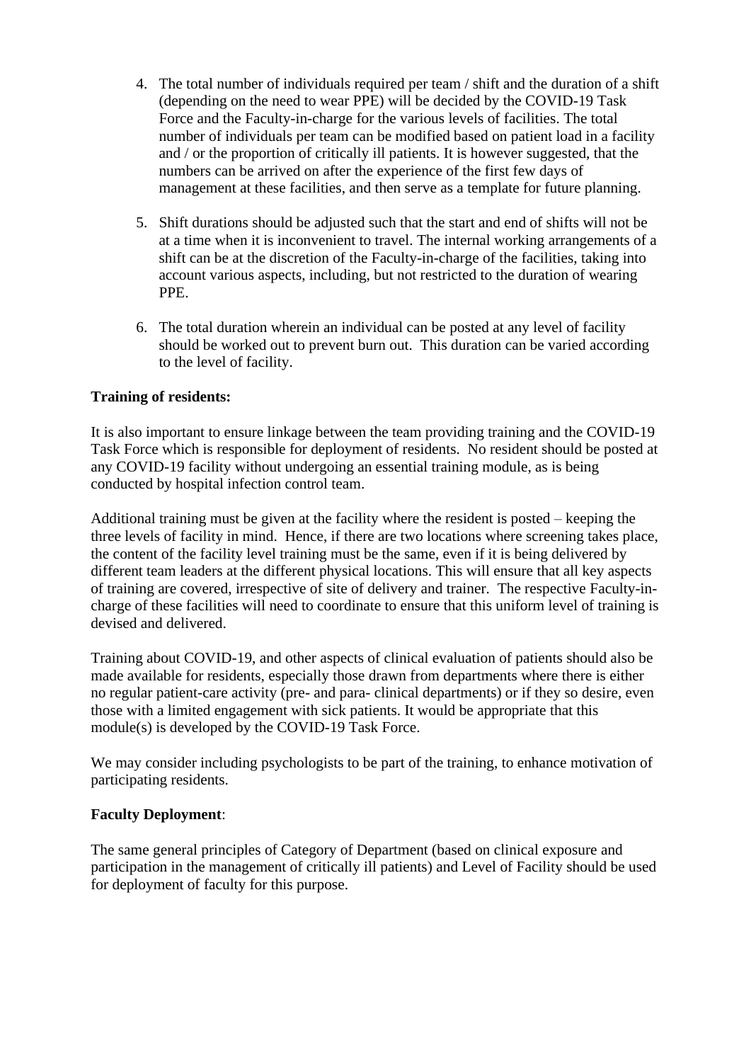4. The total number of individuals required per team / shift and the duration of a shift (depending on the need to wear PPE) will be decided by the COVID-19 Task Force and the Faculty-in-charge for the various levels of facilities. The total number of individuals per team can be modified based on patient load in a facility and / or the proportion of critically ill patients. It is however suggested, that the numbers can be arrived on after the experience of the first few days of management at these facilities, and then serve as a template for future planning.

5. Shift durations should be adjusted such that the start and end of shifts will not be at a time when it is inconvenient to travel. The internal working arrangements of a shift can be at the discretion of the Faculty-in-charge of the facilities, taking into account various aspects, including, but not restricted to the duration of wearing PPE.

6. The total duration wherein an individual can be posted at any level of facility should be worked out to prevent burn out. This duration can be varied according to the level of facility.

**Training of residents:**

It is also important to ensure linkage between the team providing training and the COVID-19 Task Force which is responsible for deployment of residents. No resident should be posted at any COVID-19 facility without undergoing an essential training module, as is being conducted by hospital infection control team.

Additional training must be given at the facility where the resident is posted – keeping the three levels of facility in mind. Hence, if there are two locations where screening takes place, the content of the facility level training must be the same, even if it is being delivered by different team leaders at the different physical locations. This will ensure that all key aspects of training are covered, irrespective of site of delivery and trainer. The respective Faculty-in-charge of these facilities will need to coordinate to ensure that this uniform level of training is devised and delivered.

Training about COVID-19, and other aspects of clinical evaluation of patients should also be made available for residents, especially those drawn from departments where there is either no regular patient-care activity (pre- and para- clinical departments) or if they so desire, even those with a limited engagement with sick patients. It would be appropriate that this module(s) is developed by the COVID-19 Task Force.

We may consider including psychologists to be part of the training, to enhance motivation of participating residents.

**Faculty Deployment**:

The same general principles of Category of Department (based on clinical exposure and participation in the management of critically ill patients) and Level of Facility should be used for deployment of faculty for this purpose.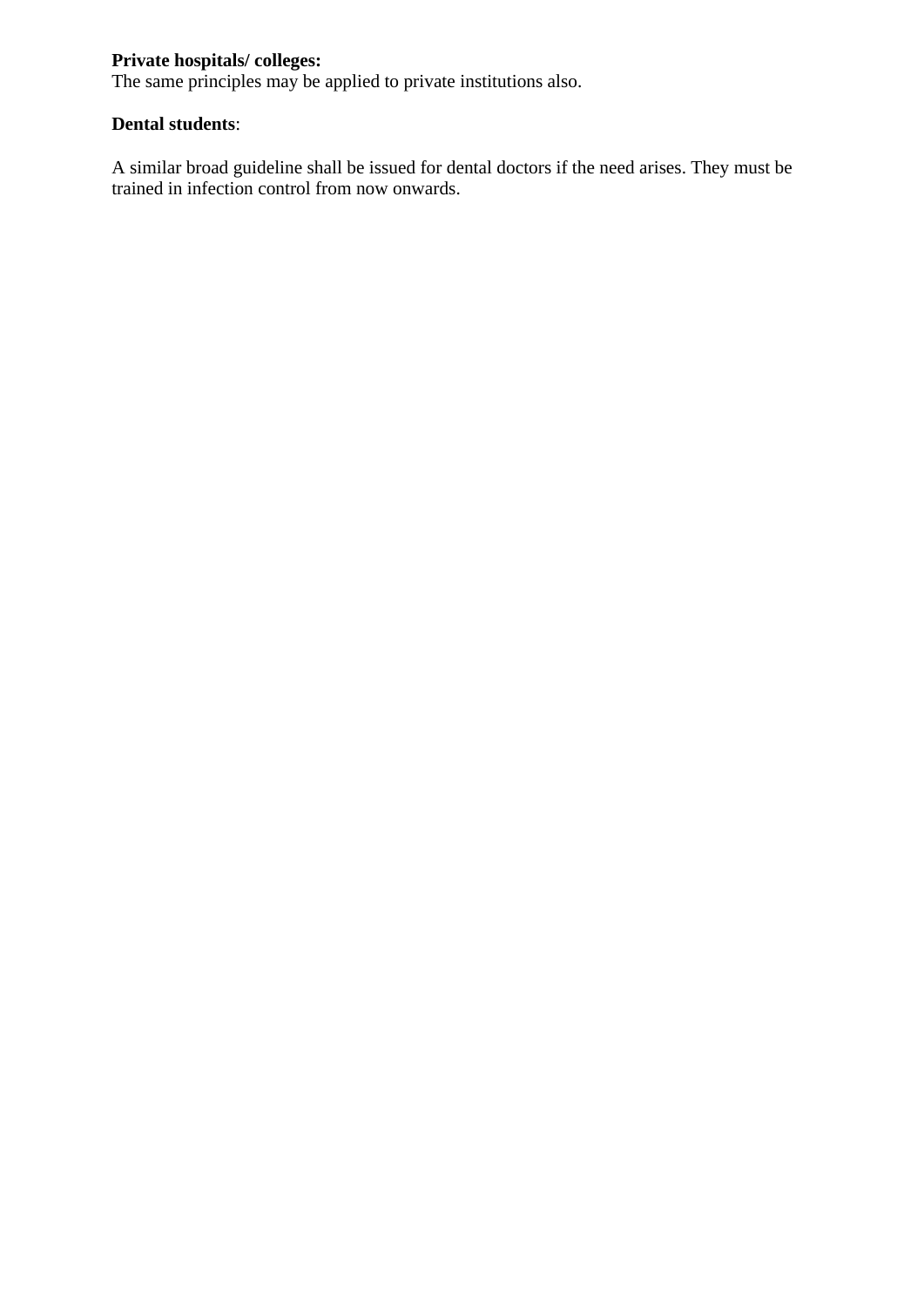**Private hospitals/ colleges:**
The same principles may be applied to private institutions also.

**Dental students**:

A similar broad guideline shall be issued for dental doctors if the need arises. They must be trained in infection control from now onwards.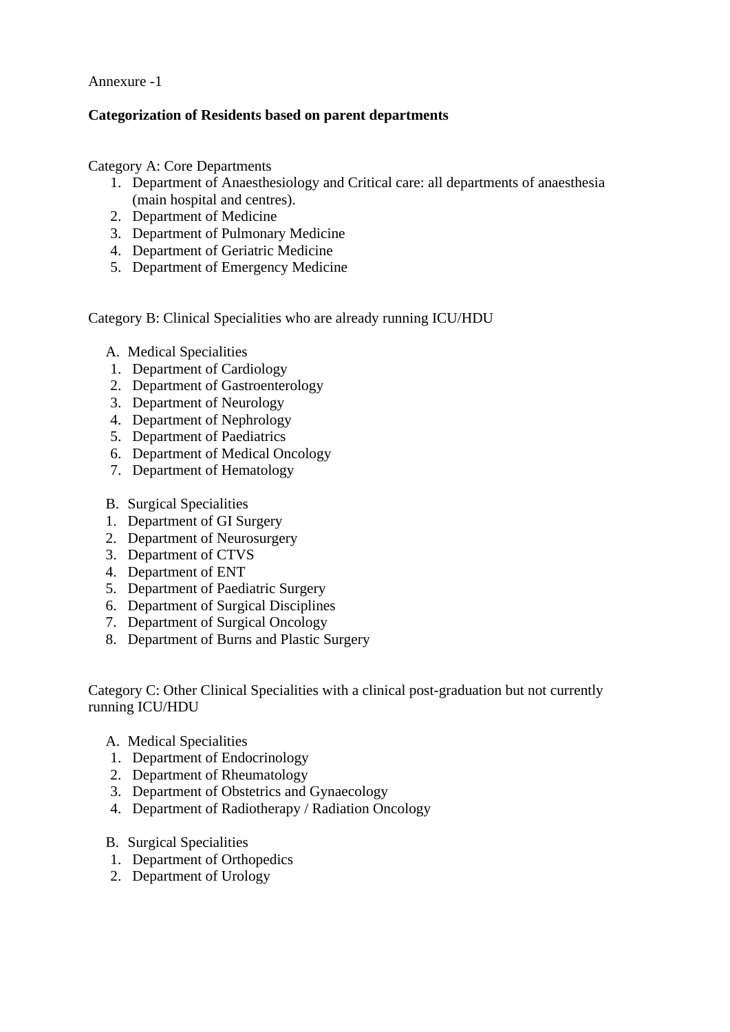Annexure -1

**Categorization of Residents based on parent departments**

Category A: Core Departments

1. Department of Anaesthesiology and Critical care: all departments of anaesthesia (main hospital and centres).
2. Department of Medicine
3. Department of Pulmonary Medicine
4. Department of Geriatric Medicine
5. Department of Emergency Medicine

Category B: Clinical Specialities who are already running ICU/HDU

A. Medical Specialities

1. Department of Cardiology
2. Department of Gastroenterology
3. Department of Neurology
4. Department of Nephrology
5. Department of Paediatrics
6. Department of Medical Oncology
7. Department of Hematology

B. Surgical Specialities

1. Department of GI Surgery
2. Department of Neurosurgery
3. Department of CTVS
4. Department of ENT
5. Department of Paediatric Surgery
6. Department of Surgical Disciplines
7. Department of Surgical Oncology
8. Department of Burns and Plastic Surgery

Category C: Other Clinical Specialities with a clinical post-graduation but not currently running ICU/HDU

A. Medical Specialities

1. Department of Endocrinology
2. Department of Rheumatology
3. Department of Obstetrics and Gynaecology
4. Department of Radiotherapy / Radiation Oncology

B. Surgical Specialities

1. Department of Orthopedics
2. Department of Urology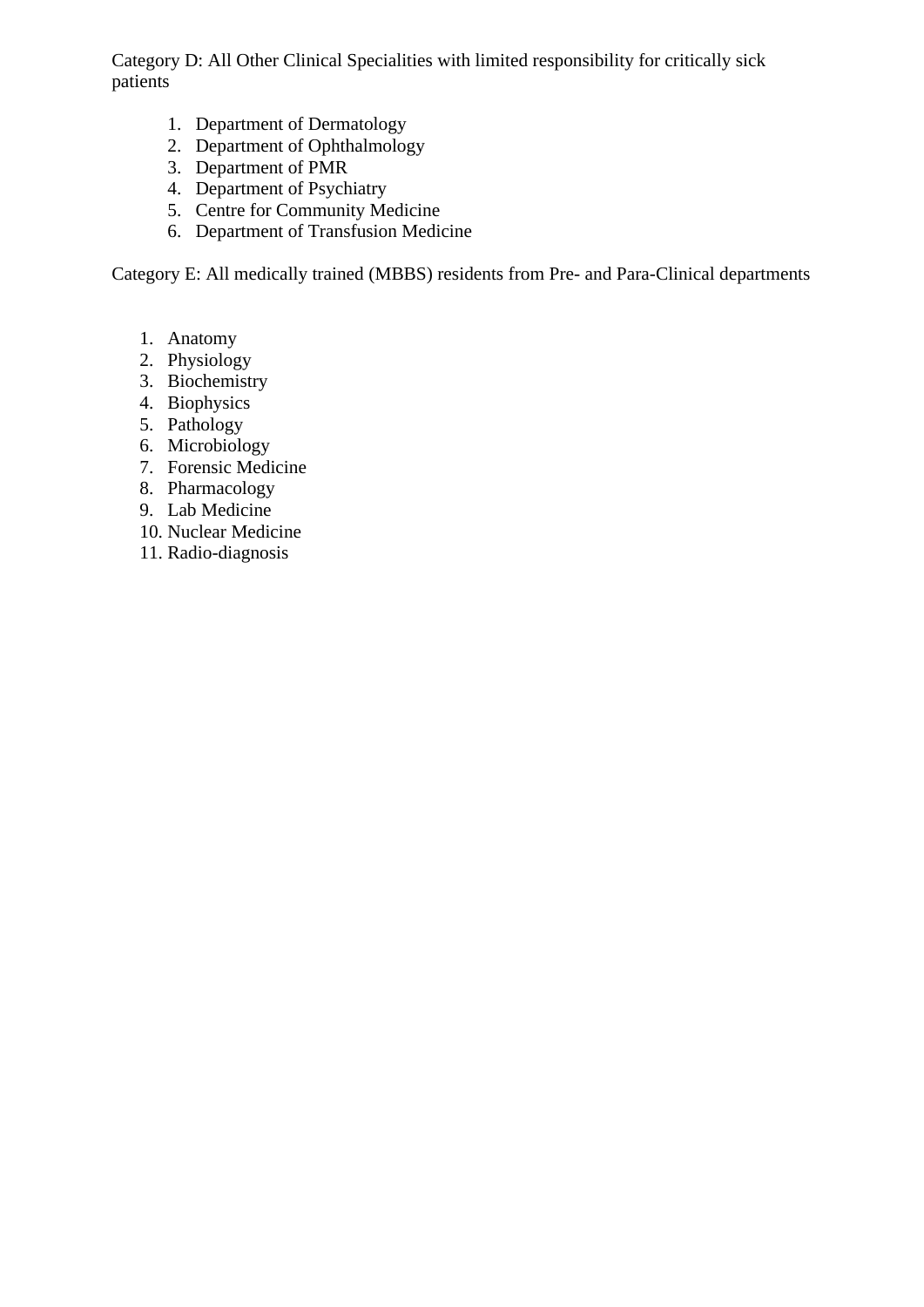Category D: All Other Clinical Specialities with limited responsibility for critically sick patients

1. Department of Dermatology
2. Department of Ophthalmology
3. Department of PMR
4. Department of Psychiatry
5. Centre for Community Medicine
6. Department of Transfusion Medicine

Category E: All medically trained (MBBS) residents from Pre- and Para-Clinical departments

1. Anatomy
2. Physiology
3. Biochemistry
4. Biophysics
5. Pathology
6. Microbiology
7. Forensic Medicine
8. Pharmacology
9. Lab Medicine
10. Nuclear Medicine
11. Radio-diagnosis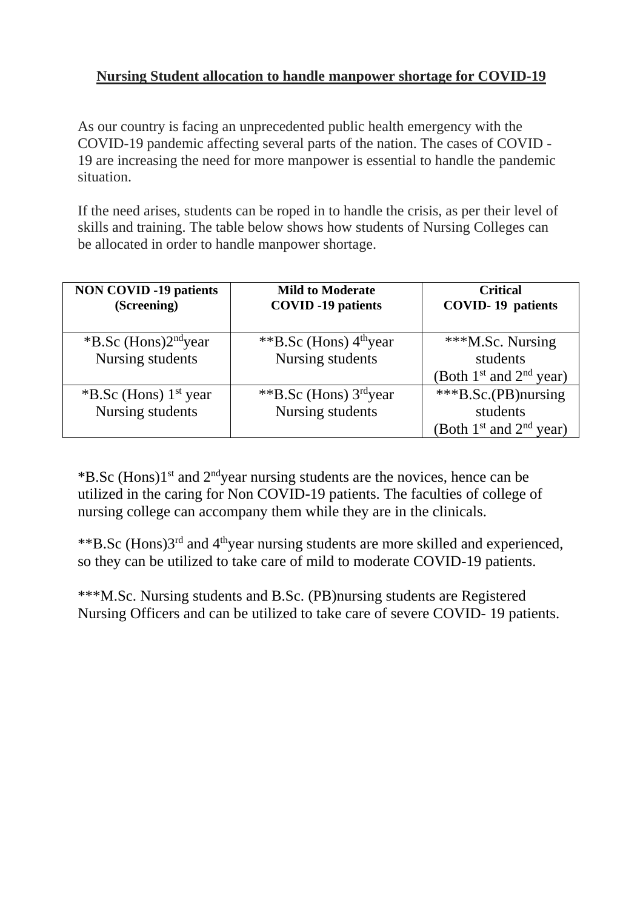## Nursing Student allocation to handle manpower shortage for COVID-19

As our country is facing an unprecedented public health emergency with the COVID-19 pandemic affecting several parts of the nation. The cases of COVID - 19 are increasing the need for more manpower is essential to handle the pandemic situation.

If the need arises, students can be roped in to handle the crisis, as per their level of skills and training. The table below shows how students of Nursing Colleges can be allocated in order to handle manpower shortage.

| NON COVID -19 patients (Screening) | Mild to Moderate COVID -19 patients | Critical COVID- 19 patients |
|---|---|---|
| *B.Sc (Hons)2nd year Nursing students | **B.Sc (Hons) 4th year Nursing students | ***M.Sc. Nursing students (Both 1st and 2nd year) |
| *B.Sc (Hons) 1st year Nursing students | **B.Sc (Hons) 3rd year Nursing students | ***B.Sc.(PB)nursing students (Both 1st and 2nd year) |

*B.Sc (Hons)1st and 2nd year nursing students are the novices, hence can be utilized in the caring for Non COVID-19 patients. The faculties of college of nursing college can accompany them while they are in the clinicals.

**B.Sc (Hons)3rd and 4th year nursing students are more skilled and experienced, so they can be utilized to take care of mild to moderate COVID-19 patients.

***M.Sc. Nursing students and B.Sc. (PB)nursing students are Registered Nursing Officers and can be utilized to take care of severe COVID- 19 patients.